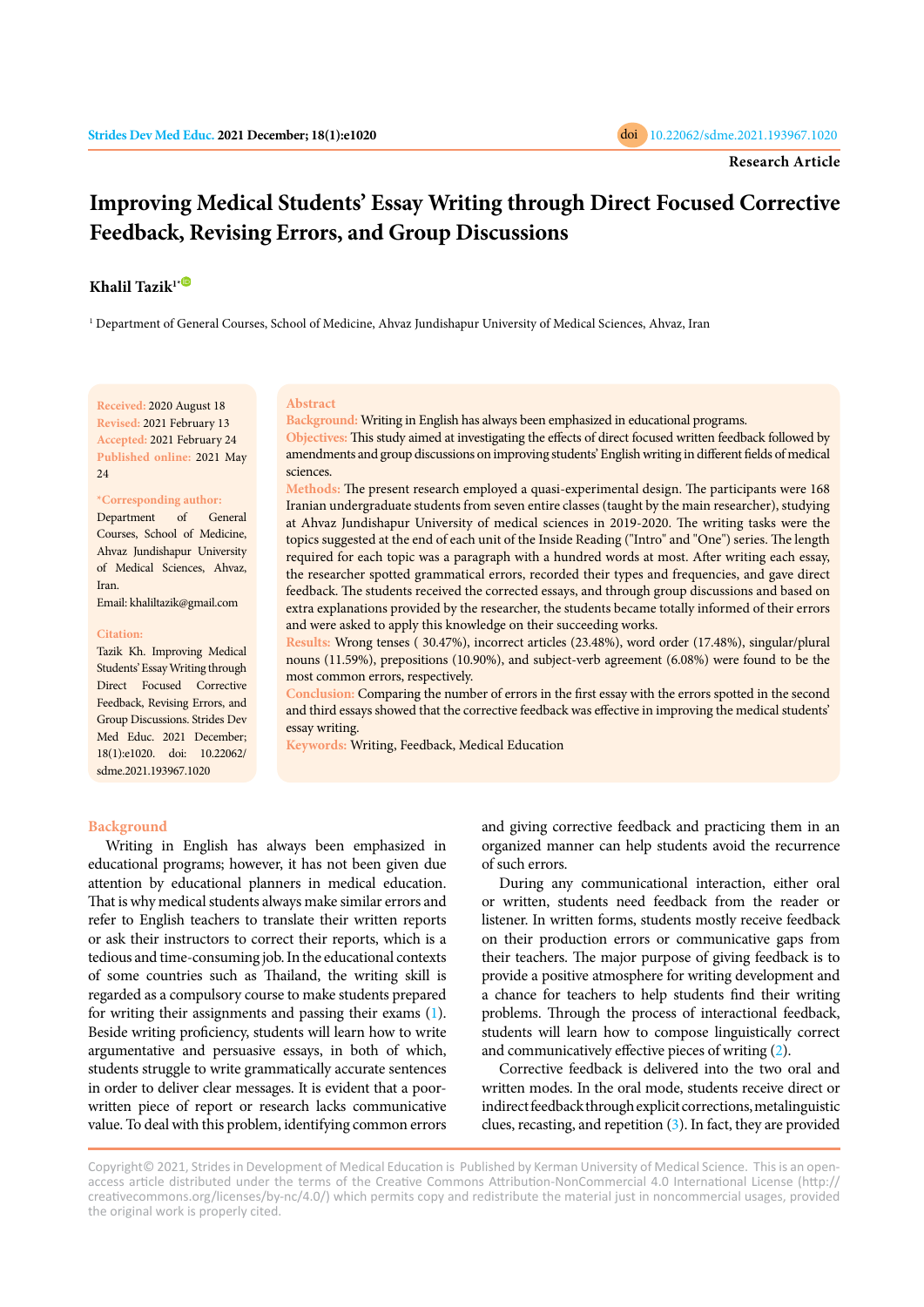Research Article

# Improving Medical Students' Essay Writing through Direct Focused Corrective Feedback, Revising Errors, and Group Discussions

**Khalil Tazik**[1*]

[1] Department of General Courses, School of Medicine, Ahvaz Jundishapur University of Medical Sciences, Ahvaz, Iran

**Received:** 2020 August 18
**Revised:** 2021 February 13
**Accepted:** 2021 February 24
**Published online:** 2021 May 24

**\*Corresponding author:** Department of General Courses, School of Medicine, Ahvaz Jundishapur University of Medical Sciences, Ahvaz, Iran.
Email: khaliltazik@gmail.com

**Citation:** Tazik Kh. Improving Medical Students' Essay Writing through Direct Focused Corrective Feedback, Revising Errors, and Group Discussions. Strides Dev Med Educ. 2021 December; 18(1):e1020. doi: 10.22062/sdme.2021.193967.1020

## Abstract

**Background:** Writing in English has always been emphasized in educational programs.

**Objectives:** This study aimed at investigating the effects of direct focused written feedback followed by amendments and group discussions on improving students' English writing in different fields of medical sciences.

**Methods:** The present research employed a quasi-experimental design. The participants were 168 Iranian undergraduate students from seven entire classes (taught by the main researcher), studying at Ahvaz Jundishapur University of medical sciences in 2019-2020. The writing tasks were the topics suggested at the end of each unit of the Inside Reading ("Intro" and "One") series. The length required for each topic was a paragraph with a hundred words at most. After writing each essay, the researcher spotted grammatical errors, recorded their types and frequencies, and gave direct feedback. The students received the corrected essays, and through group discussions and based on extra explanations provided by the researcher, the students became totally informed of their errors and were asked to apply this knowledge on their succeeding works.

**Results:** Wrong tenses ( 30.47%), incorrect articles (23.48%), word order (17.48%), singular/plural nouns (11.59%), prepositions (10.90%), and subject-verb agreement (6.08%) were found to be the most common errors, respectively.

**Conclusion:** Comparing the number of errors in the first essay with the errors spotted in the second and third essays showed that the corrective feedback was effective in improving the medical students' essay writing.

**Keywords:** Writing, Feedback, Medical Education

## Background

Writing in English has always been emphasized in educational programs; however, it has not been given due attention by educational planners in medical education. That is why medical students always make similar errors and refer to English teachers to translate their written reports or ask their instructors to correct their reports, which is a tedious and time-consuming job. In the educational contexts of some countries such as Thailand, the writing skill is regarded as a compulsory course to make students prepared for writing their assignments and passing their exams (1). Beside writing proficiency, students will learn how to write argumentative and persuasive essays, in both of which, students struggle to write grammatically accurate sentences in order to deliver clear messages. It is evident that a poor-written piece of report or research lacks communicative value. To deal with this problem, identifying common errors and giving corrective feedback and practicing them in an organized manner can help students avoid the recurrence of such errors.

During any communicational interaction, either oral or written, students need feedback from the reader or listener. In written forms, students mostly receive feedback on their production errors or communicative gaps from their teachers. The major purpose of giving feedback is to provide a positive atmosphere for writing development and a chance for teachers to help students find their writing problems. Through the process of interactional feedback, students will learn how to compose linguistically correct and communicatively effective pieces of writing (2).

Corrective feedback is delivered into the two oral and written modes. In the oral mode, students receive direct or indirect feedback through explicit corrections, metalinguistic clues, recasting, and repetition (3). In fact, they are provided

Copyright© 2021, Strides in Development of Medical Education is Published by Kerman University of Medical Science. This is an open-access article distributed under the terms of the Creative Commons Attribution-NonCommercial 4.0 International License (http://creativecommons.org/licenses/by-nc/4.0/) which permits copy and redistribute the material just in noncommercial usages, provided the original work is properly cited.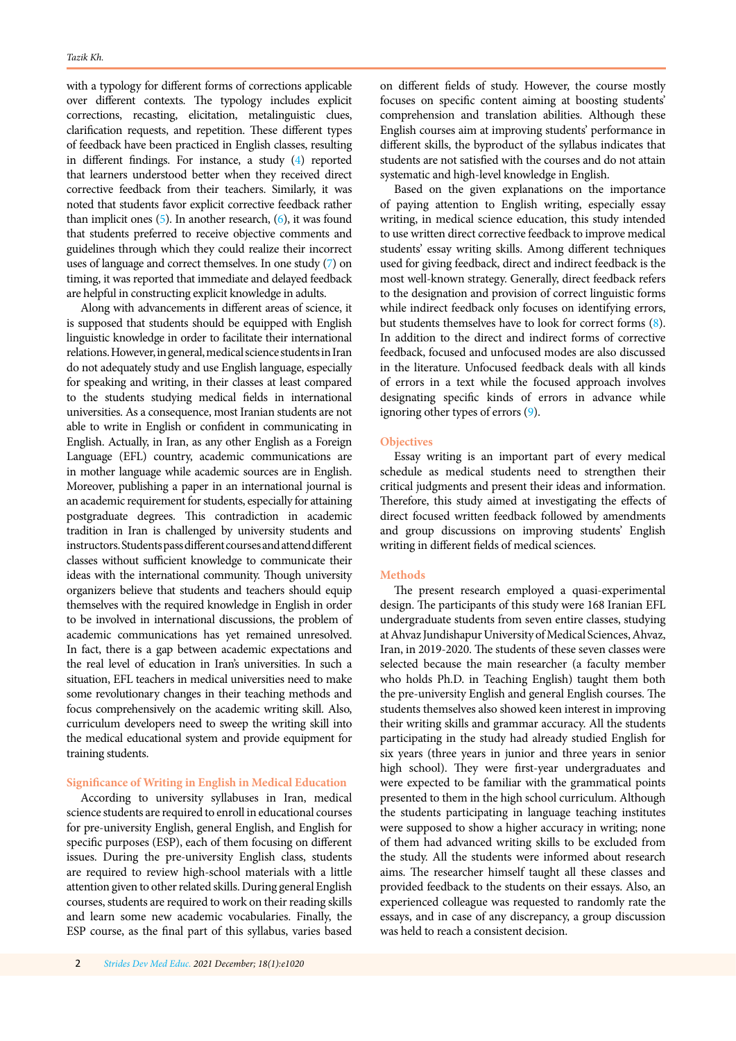with a typology for different forms of corrections applicable over different contexts. The typology includes explicit corrections, recasting, elicitation, metalinguistic clues, clarification requests, and repetition. These different types of feedback have been practiced in English classes, resulting in different findings. For instance, a study (4) reported that learners understood better when they received direct corrective feedback from their teachers. Similarly, it was noted that students favor explicit corrective feedback rather than implicit ones (5). In another research, (6), it was found that students preferred to receive objective comments and guidelines through which they could realize their incorrect uses of language and correct themselves. In one study (7) on timing, it was reported that immediate and delayed feedback are helpful in constructing explicit knowledge in adults.

Along with advancements in different areas of science, it is supposed that students should be equipped with English linguistic knowledge in order to facilitate their international relations. However, in general, medical science students in Iran do not adequately study and use English language, especially for speaking and writing, in their classes at least compared to the students studying medical fields in international universities. As a consequence, most Iranian students are not able to write in English or confident in communicating in English. Actually, in Iran, as any other English as a Foreign Language (EFL) country, academic communications are in mother language while academic sources are in English. Moreover, publishing a paper in an international journal is an academic requirement for students, especially for attaining postgraduate degrees. This contradiction in academic tradition in Iran is challenged by university students and instructors. Students pass different courses and attend different classes without sufficient knowledge to communicate their ideas with the international community. Though university organizers believe that students and teachers should equip themselves with the required knowledge in English in order to be involved in international discussions, the problem of academic communications has yet remained unresolved. In fact, there is a gap between academic expectations and the real level of education in Iran's universities. In such a situation, EFL teachers in medical universities need to make some revolutionary changes in their teaching methods and focus comprehensively on the academic writing skill. Also, curriculum developers need to sweep the writing skill into the medical educational system and provide equipment for training students.

## Significance of Writing in English in Medical Education

According to university syllabuses in Iran, medical science students are required to enroll in educational courses for pre-university English, general English, and English for specific purposes (ESP), each of them focusing on different issues. During the pre-university English class, students are required to review high-school materials with a little attention given to other related skills. During general English courses, students are required to work on their reading skills and learn some new academic vocabularies. Finally, the ESP course, as the final part of this syllabus, varies based on different fields of study. However, the course mostly focuses on specific content aiming at boosting students' comprehension and translation abilities. Although these English courses aim at improving students' performance in different skills, the byproduct of the syllabus indicates that students are not satisfied with the courses and do not attain systematic and high-level knowledge in English.

Based on the given explanations on the importance of paying attention to English writing, especially essay writing, in medical science education, this study intended to use written direct corrective feedback to improve medical students' essay writing skills. Among different techniques used for giving feedback, direct and indirect feedback is the most well-known strategy. Generally, direct feedback refers to the designation and provision of correct linguistic forms while indirect feedback only focuses on identifying errors, but students themselves have to look for correct forms (8). In addition to the direct and indirect forms of corrective feedback, focused and unfocused modes are also discussed in the literature. Unfocused feedback deals with all kinds of errors in a text while the focused approach involves designating specific kinds of errors in advance while ignoring other types of errors (9).

## Objectives

Essay writing is an important part of every medical schedule as medical students need to strengthen their critical judgments and present their ideas and information. Therefore, this study aimed at investigating the effects of direct focused written feedback followed by amendments and group discussions on improving students' English writing in different fields of medical sciences.

## Methods

The present research employed a quasi-experimental design. The participants of this study were 168 Iranian EFL undergraduate students from seven entire classes, studying at Ahvaz Jundishapur University of Medical Sciences, Ahvaz, Iran, in 2019-2020. The students of these seven classes were selected because the main researcher (a faculty member who holds Ph.D. in Teaching English) taught them both the pre-university English and general English courses. The students themselves also showed keen interest in improving their writing skills and grammar accuracy. All the students participating in the study had already studied English for six years (three years in junior and three years in senior high school). They were first-year undergraduates and were expected to be familiar with the grammatical points presented to them in the high school curriculum. Although the students participating in language teaching institutes were supposed to show a higher accuracy in writing; none of them had advanced writing skills to be excluded from the study. All the students were informed about research aims. The researcher himself taught all these classes and provided feedback to the students on their essays. Also, an experienced colleague was requested to randomly rate the essays, and in case of any discrepancy, a group discussion was held to reach a consistent decision.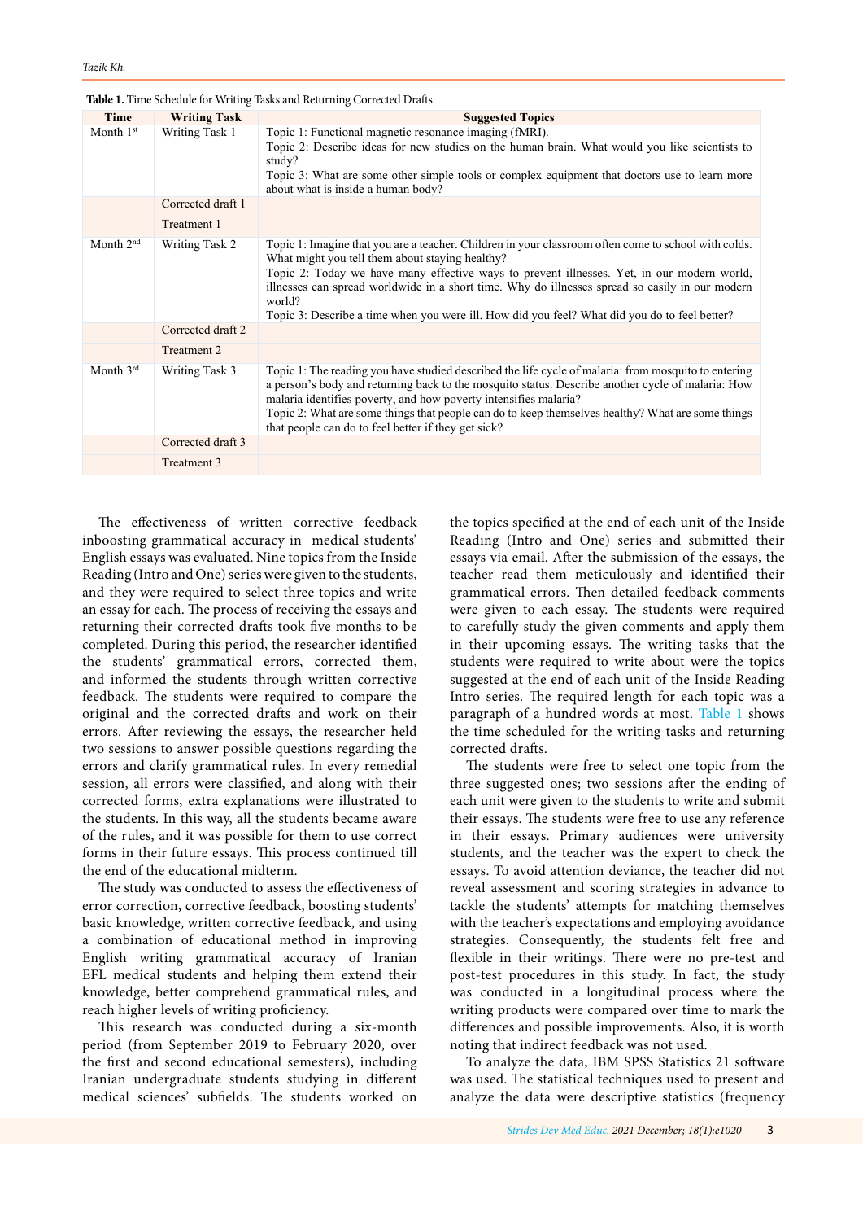**Table 1.** Time Schedule for Writing Tasks and Returning Corrected Drafts

| Time | Writing Task | Suggested Topics |
|---|---|---|
| Month 1st | Writing Task 1 | Topic 1: Functional magnetic resonance imaging (fMRI). Topic 2: Describe ideas for new studies on the human brain. What would you like scientists to study? Topic 3: What are some other simple tools or complex equipment that doctors use to learn more about what is inside a human body? |
| | Corrected draft 1 | |
| | Treatment 1 | |
| Month 2nd | Writing Task 2 | Topic 1: Imagine that you are a teacher. Children in your classroom often come to school with colds. What might you tell them about staying healthy? Topic 2: Today we have many effective ways to prevent illnesses. Yet, in our modern world, illnesses can spread worldwide in a short time. Why do illnesses spread so easily in our modern world? Topic 3: Describe a time when you were ill. How did you feel? What did you do to feel better? |
| | Corrected draft 2 | |
| | Treatment 2 | |
| Month 3rd | Writing Task 3 | Topic 1: The reading you have studied described the life cycle of malaria: from mosquito to entering a person's body and returning back to the mosquito status. Describe another cycle of malaria: How malaria identifies poverty, and how poverty intensifies malaria? Topic 2: What are some things that people can do to keep themselves healthy? What are some things that people can do to feel better if they get sick? |
| | Corrected draft 3 | |
| | Treatment 3 | |

The effectiveness of written corrective feedback inboosting grammatical accuracy in medical students' English essays was evaluated. Nine topics from the Inside Reading (Intro and One) series were given to the students, and they were required to select three topics and write an essay for each. The process of receiving the essays and returning their corrected drafts took five months to be completed. During this period, the researcher identified the students' grammatical errors, corrected them, and informed the students through written corrective feedback. The students were required to compare the original and the corrected drafts and work on their errors. After reviewing the essays, the researcher held two sessions to answer possible questions regarding the errors and clarify grammatical rules. In every remedial session, all errors were classified, and along with their corrected forms, extra explanations were illustrated to the students. In this way, all the students became aware of the rules, and it was possible for them to use correct forms in their future essays. This process continued till the end of the educational midterm.

The study was conducted to assess the effectiveness of error correction, corrective feedback, boosting students' basic knowledge, written corrective feedback, and using a combination of educational method in improving English writing grammatical accuracy of Iranian EFL medical students and helping them extend their knowledge, better comprehend grammatical rules, and reach higher levels of writing proficiency.

This research was conducted during a six-month period (from September 2019 to February 2020, over the first and second educational semesters), including Iranian undergraduate students studying in different medical sciences' subfields. The students worked on the topics specified at the end of each unit of the Inside Reading (Intro and One) series and submitted their essays via email. After the submission of the essays, the teacher read them meticulously and identified their grammatical errors. Then detailed feedback comments were given to each essay. The students were required to carefully study the given comments and apply them in their upcoming essays. The writing tasks that the students were required to write about were the topics suggested at the end of each unit of the Inside Reading Intro series. The required length for each topic was a paragraph of a hundred words at most. Table 1 shows the time scheduled for the writing tasks and returning corrected drafts.

The students were free to select one topic from the three suggested ones; two sessions after the ending of each unit were given to the students to write and submit their essays. The students were free to use any reference in their essays. Primary audiences were university students, and the teacher was the expert to check the essays. To avoid attention deviance, the teacher did not reveal assessment and scoring strategies in advance to tackle the students' attempts for matching themselves with the teacher's expectations and employing avoidance strategies. Consequently, the students felt free and flexible in their writings. There were no pre-test and post-test procedures in this study. In fact, the study was conducted in a longitudinal process where the writing products were compared over time to mark the differences and possible improvements. Also, it is worth noting that indirect feedback was not used.

To analyze the data, IBM SPSS Statistics 21 software was used. The statistical techniques used to present and analyze the data were descriptive statistics (frequency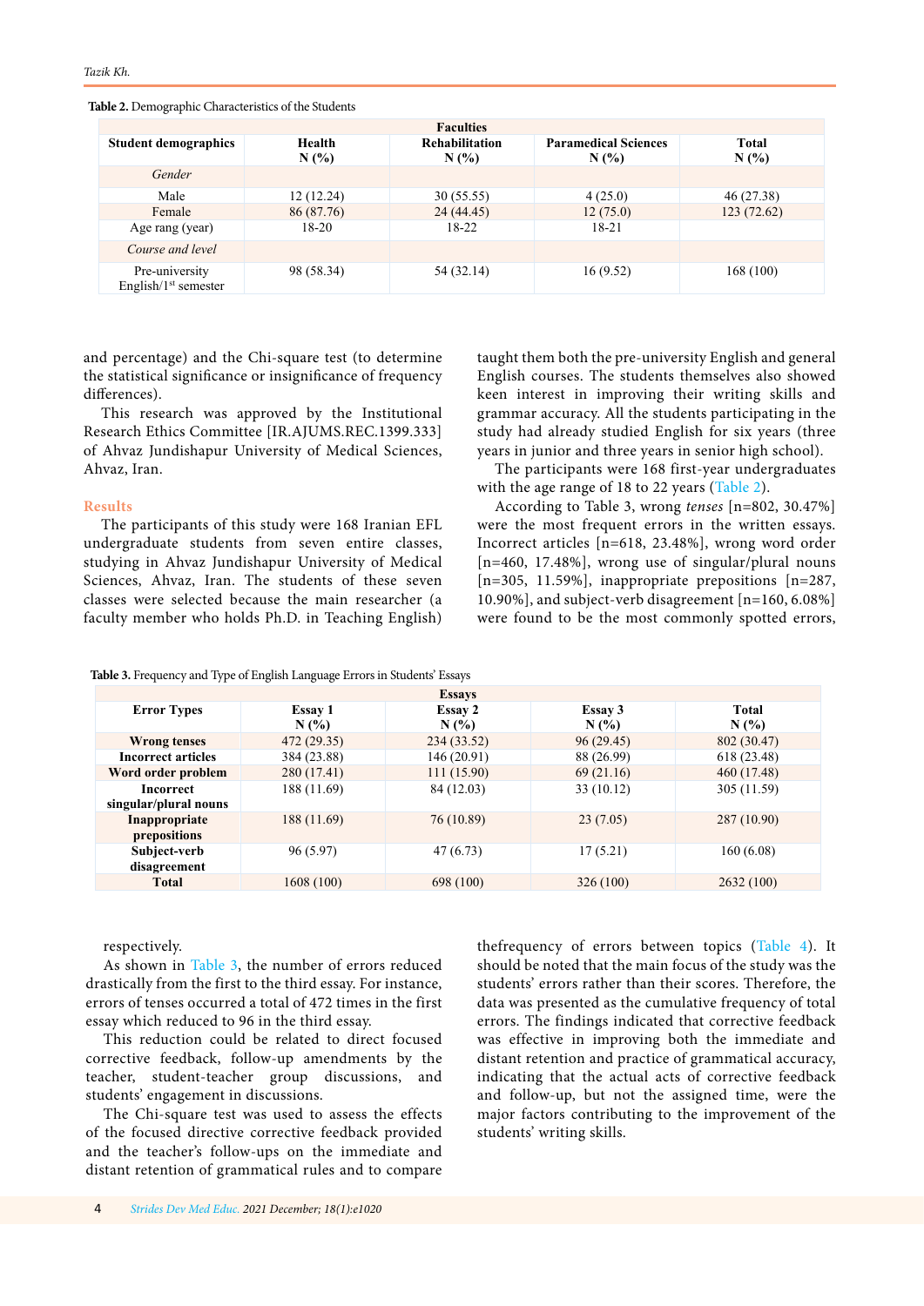**Table 2.** Demographic Characteristics of the Students

| Student demographics | Faculties Health N (%) | Rehabilitation N (%) | Paramedical Sciences N (%) | Total N (%) |
|---|---|---|---|---|
| *Gender* | | | | |
| Male | 12 (12.24) | 30 (55.55) | 4 (25.0) | 46 (27.38) |
| Female | 86 (87.76) | 24 (44.45) | 12 (75.0) | 123 (72.62) |
| Age rang (year) | 18-20 | 18-22 | 18-21 | |
| *Course and level* | | | | |
| Pre-university English/1st semester | 98 (58.34) | 54 (32.14) | 16 (9.52) | 168 (100) |

and percentage) and the Chi-square test (to determine the statistical significance or insignificance of frequency differences).

This research was approved by the Institutional Research Ethics Committee [IR.AJUMS.REC.1399.333] of Ahvaz Jundishapur University of Medical Sciences, Ahvaz, Iran.

## Results

The participants of this study were 168 Iranian EFL undergraduate students from seven entire classes, studying in Ahvaz Jundishapur University of Medical Sciences, Ahvaz, Iran. The students of these seven classes were selected because the main researcher (a faculty member who holds Ph.D. in Teaching English) taught them both the pre-university English and general English courses. The students themselves also showed keen interest in improving their writing skills and grammar accuracy. All the students participating in the study had already studied English for six years (three years in junior and three years in senior high school).

The participants were 168 first-year undergraduates with the age range of 18 to 22 years (Table 2).

According to Table 3, wrong *tenses* [n=802, 30.47%] were the most frequent errors in the written essays. Incorrect articles [n=618, 23.48%], wrong word order [n=460, 17.48%], wrong use of singular/plural nouns [n=305, 11.59%], inappropriate prepositions [n=287, 10.90%], and subject-verb disagreement [n=160, 6.08%] were found to be the most commonly spotted errors, respectively.

**Table 3.** Frequency and Type of English Language Errors in Students' Essays

| Error Types | Essays Essay 1 N (%) | Essay 2 N (%) | Essay 3 N (%) | Total N (%) |
|---|---|---|---|---|
| **Wrong tenses** | 472 (29.35) | 234 (33.52) | 96 (29.45) | 802 (30.47) |
| **Incorrect articles** | 384 (23.88) | 146 (20.91) | 88 (26.99) | 618 (23.48) |
| **Word order problem** | 280 (17.41) | 111 (15.90) | 69 (21.16) | 460 (17.48) |
| **Incorrect singular/plural nouns** | 188 (11.69) | 84 (12.03) | 33 (10.12) | 305 (11.59) |
| **Inappropriate prepositions** | 188 (11.69) | 76 (10.89) | 23 (7.05) | 287 (10.90) |
| **Subject-verb disagreement** | 96 (5.97) | 47 (6.73) | 17 (5.21) | 160 (6.08) |
| **Total** | 1608 (100) | 698 (100) | 326 (100) | 2632 (100) |

As shown in Table 3, the number of errors reduced drastically from the first to the third essay. For instance, errors of tenses occurred a total of 472 times in the first essay which reduced to 96 in the third essay.

This reduction could be related to direct focused corrective feedback, follow-up amendments by the teacher, student-teacher group discussions, and students' engagement in discussions.

The Chi-square test was used to assess the effects of the focused directive corrective feedback provided and the teacher's follow-ups on the immediate and distant retention of grammatical rules and to compare thefrequency of errors between topics (Table 4). It should be noted that the main focus of the study was the students' errors rather than their scores. Therefore, the data was presented as the cumulative frequency of total errors. The findings indicated that corrective feedback was effective in improving both the immediate and distant retention and practice of grammatical accuracy, indicating that the actual acts of corrective feedback and follow-up, but not the assigned time, were the major factors contributing to the improvement of the students' writing skills.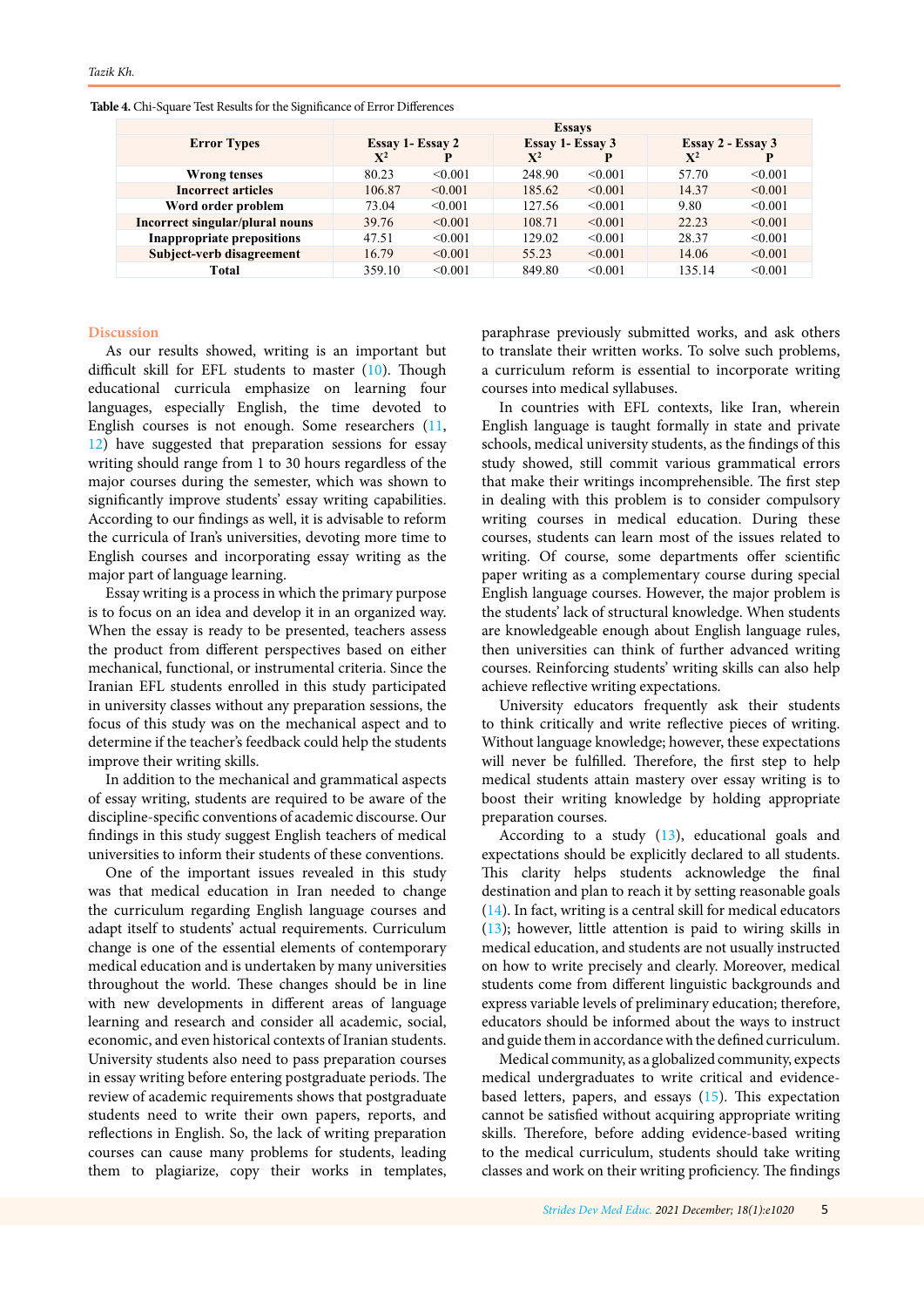**Table 4.** Chi-Square Test Results for the Significance of Error Differences

| Error Types | Essays | | | | | |
|---|---|---|---|---|---|---|
| | Essay 1- Essay 2 | | Essay 1- Essay 3 | | Essay 2 - Essay 3 | |
| | $X^2$ | P | $X^2$ | P | $X^2$ | P |
| **Wrong tenses** | 80.23 | <0.001 | 248.90 | <0.001 | 57.70 | <0.001 |
| **Incorrect articles** | 106.87 | <0.001 | 185.62 | <0.001 | 14.37 | <0.001 |
| **Word order problem** | 73.04 | <0.001 | 127.56 | <0.001 | 9.80 | <0.001 |
| **Incorrect singular/plural nouns** | 39.76 | <0.001 | 108.71 | <0.001 | 22.23 | <0.001 |
| **Inappropriate prepositions** | 47.51 | <0.001 | 129.02 | <0.001 | 28.37 | <0.001 |
| **Subject-verb disagreement** | 16.79 | <0.001 | 55.23 | <0.001 | 14.06 | <0.001 |
| **Total** | 359.10 | <0.001 | 849.80 | <0.001 | 135.14 | <0.001 |

## Discussion

As our results showed, writing is an important but difficult skill for EFL students to master (10). Though educational curricula emphasize on learning four languages, especially English, the time devoted to English courses is not enough. Some researchers (11, 12) have suggested that preparation sessions for essay writing should range from 1 to 30 hours regardless of the major courses during the semester, which was shown to significantly improve students' essay writing capabilities. According to our findings as well, it is advisable to reform the curricula of Iran's universities, devoting more time to English courses and incorporating essay writing as the major part of language learning.

Essay writing is a process in which the primary purpose is to focus on an idea and develop it in an organized way. When the essay is ready to be presented, teachers assess the product from different perspectives based on either mechanical, functional, or instrumental criteria. Since the Iranian EFL students enrolled in this study participated in university classes without any preparation sessions, the focus of this study was on the mechanical aspect and to determine if the teacher's feedback could help the students improve their writing skills.

In addition to the mechanical and grammatical aspects of essay writing, students are required to be aware of the discipline-specific conventions of academic discourse. Our findings in this study suggest English teachers of medical universities to inform their students of these conventions.

One of the important issues revealed in this study was that medical education in Iran needed to change the curriculum regarding English language courses and adapt itself to students' actual requirements. Curriculum change is one of the essential elements of contemporary medical education and is undertaken by many universities throughout the world. These changes should be in line with new developments in different areas of language learning and research and consider all academic, social, economic, and even historical contexts of Iranian students. University students also need to pass preparation courses in essay writing before entering postgraduate periods. The review of academic requirements shows that postgraduate students need to write their own papers, reports, and reflections in English. So, the lack of writing preparation courses can cause many problems for students, leading them to plagiarize, copy their works in templates, paraphrase previously submitted works, and ask others to translate their written works. To solve such problems, a curriculum reform is essential to incorporate writing courses into medical syllabuses.

In countries with EFL contexts, like Iran, wherein English language is taught formally in state and private schools, medical university students, as the findings of this study showed, still commit various grammatical errors that make their writings incomprehensible. The first step in dealing with this problem is to consider compulsory writing courses in medical education. During these courses, students can learn most of the issues related to writing. Of course, some departments offer scientific paper writing as a complementary course during special English language courses. However, the major problem is the students' lack of structural knowledge. When students are knowledgeable enough about English language rules, then universities can think of further advanced writing courses. Reinforcing students' writing skills can also help achieve reflective writing expectations.

University educators frequently ask their students to think critically and write reflective pieces of writing. Without language knowledge; however, these expectations will never be fulfilled. Therefore, the first step to help medical students attain mastery over essay writing is to boost their writing knowledge by holding appropriate preparation courses.

According to a study (13), educational goals and expectations should be explicitly declared to all students. This clarity helps students acknowledge the final destination and plan to reach it by setting reasonable goals (14). In fact, writing is a central skill for medical educators (13); however, little attention is paid to wiring skills in medical education, and students are not usually instructed on how to write precisely and clearly. Moreover, medical students come from different linguistic backgrounds and express variable levels of preliminary education; therefore, educators should be informed about the ways to instruct and guide them in accordance with the defined curriculum.

Medical community, as a globalized community, expects medical undergraduates to write critical and evidence-based letters, papers, and essays (15). This expectation cannot be satisfied without acquiring appropriate writing skills. Therefore, before adding evidence-based writing to the medical curriculum, students should take writing classes and work on their writing proficiency. The findings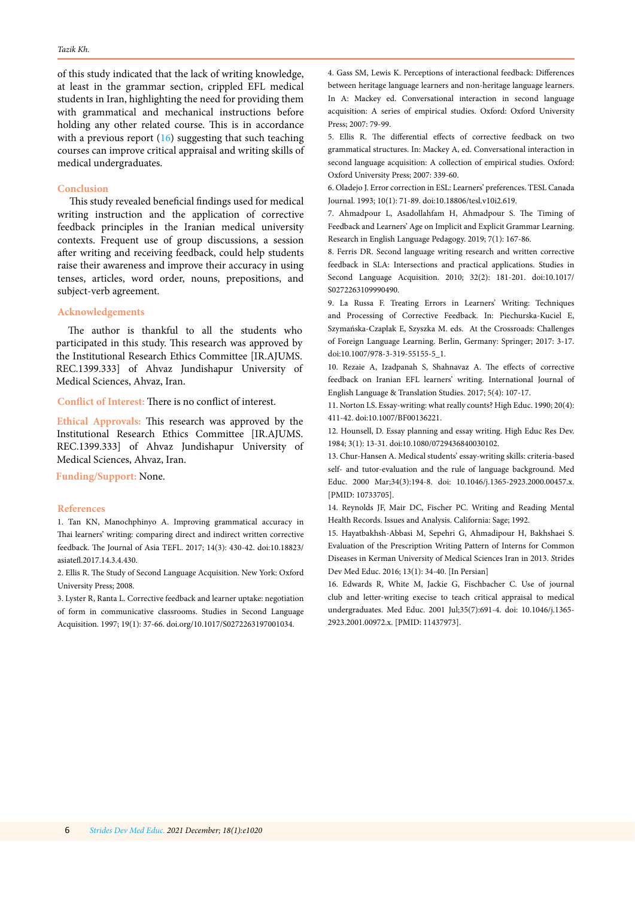of this study indicated that the lack of writing knowledge, at least in the grammar section, crippled EFL medical students in Iran, highlighting the need for providing them with grammatical and mechanical instructions before holding any other related course. This is in accordance with a previous report (16) suggesting that such teaching courses can improve critical appraisal and writing skills of medical undergraduates.

## Conclusion

This study revealed beneficial findings used for medical writing instruction and the application of corrective feedback principles in the Iranian medical university contexts. Frequent use of group discussions, a session after writing and receiving feedback, could help students raise their awareness and improve their accuracy in using tenses, articles, word order, nouns, prepositions, and subject-verb agreement.

## Acknowledgements

The author is thankful to all the students who participated in this study. This research was approved by the Institutional Research Ethics Committee [IR.AJUMS.REC.1399.333] of Ahvaz Jundishapur University of Medical Sciences, Ahvaz, Iran.

**Conflict of Interest:** There is no conflict of interest.

**Ethical Approvals:** This research was approved by the Institutional Research Ethics Committee [IR.AJUMS.REC.1399.333] of Ahvaz Jundishapur University of Medical Sciences, Ahvaz, Iran.

**Funding/Support:** None.

## References

1. Tan KN, Manochphinyo A. Improving grammatical accuracy in Thai learners' writing: comparing direct and indirect written corrective feedback. The Journal of Asia TEFL. 2017; 14(3): 430-42. doi:10.18823/asiatefl.2017.14.3.4.430.
2. Ellis R. The Study of Second Language Acquisition. New York: Oxford University Press; 2008.
3. Lyster R, Ranta L. Corrective feedback and learner uptake: negotiation of form in communicative classrooms. Studies in Second Language Acquisition. 1997; 19(1): 37-66. doi.org/10.1017/S0272263197001034.
4. Gass SM, Lewis K. Perceptions of interactional feedback: Differences between heritage language learners and non-heritage language learners. In A: Mackey ed. Conversational interaction in second language acquisition: A series of empirical studies. Oxford: Oxford University Press; 2007: 79-99.
5. Ellis R. The differential effects of corrective feedback on two grammatical structures. In: Mackey A, ed. Conversational interaction in second language acquisition: A collection of empirical studies. Oxford: Oxford University Press; 2007: 339-60.
6. Oladejo J. Error correction in ESL: Learners' preferences. TESL Canada Journal. 1993; 10(1): 71-89. doi:10.18806/tesl.v10i2.619.
7. Ahmadpour L, Asadollahfam H, Ahmadpour S. The Timing of Feedback and Learners' Age on Implicit and Explicit Grammar Learning. Research in English Language Pedagogy. 2019; 7(1): 167-86.
8. Ferris DR. Second language writing research and written corrective feedback in SLA: Intersections and practical applications. Studies in Second Language Acquisition. 2010; 32(2): 181-201. doi:10.1017/S0272263109990490.
9. La Russa F. Treating Errors in Learners' Writing: Techniques and Processing of Corrective Feedback. In: Piechurska-Kuciel E, Szymańska-Czaplak E, Szyszka M. eds. At the Crossroads: Challenges of Foreign Language Learning. Berlin, Germany: Springer; 2017: 3-17. doi:10.1007/978-3-319-55155-5_1.
10. Rezaie A, Izadpanah S, Shahnavaz A. The effects of corrective feedback on Iranian EFL learners' writing. International Journal of English Language & Translation Studies. 2017; 5(4): 107-17.
11. Norton LS. Essay-writing: what really counts? High Educ. 1990; 20(4): 411-42. doi:10.1007/BF00136221.
12. Hounsell, D. Essay planning and essay writing. High Educ Res Dev. 1984; 3(1): 13-31. doi:10.1080/0729436840030102.
13. Chur-Hansen A. Medical students' essay-writing skills: criteria-based self- and tutor-evaluation and the rule of language background. Med Educ. 2000 Mar;34(3):194-8. doi: 10.1046/j.1365-2923.2000.00457.x. [PMID: 10733705].
14. Reynolds JF, Mair DC, Fischer PC. Writing and Reading Mental Health Records. Issues and Analysis. California: Sage; 1992.
15. Hayatbakhsh-Abbasi M, Sepehri G, Ahmadipour H, Bakhshaei S. Evaluation of the Prescription Writing Pattern of Interns for Common Diseases in Kerman University of Medical Sciences Iran in 2013. Strides Dev Med Educ. 2016; 13(1): 34-40. [In Persian]
16. Edwards R, White M, Jackie G, Fischbacher C. Use of journal club and letter-writing execise to teach critical appraisal to medical undergraduates. Med Educ. 2001 Jul;35(7):691-4. doi: 10.1046/j.1365-2923.2001.00972.x. [PMID: 11437973].